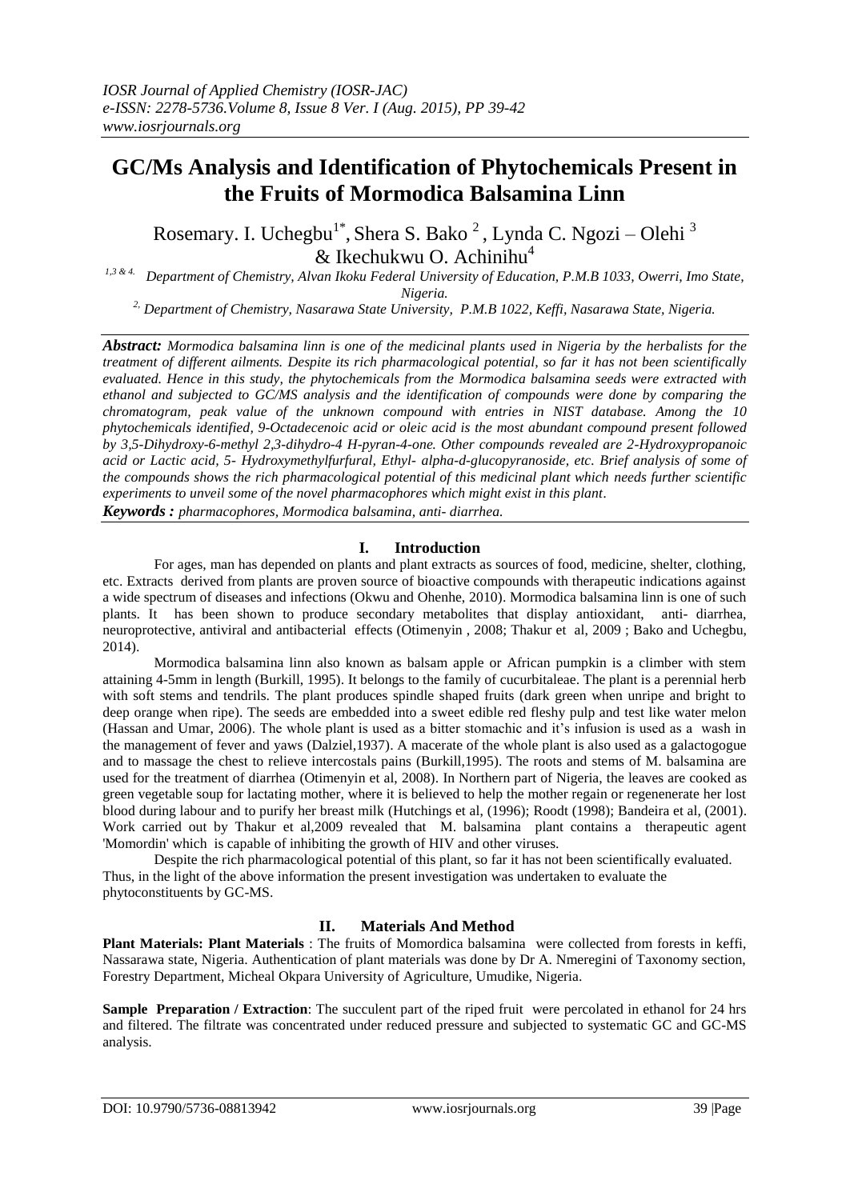# GC/Ms Analysis and Identification of Phytochemicals Present in the Fruits of Mormodica Balsamina Linn

Rosemary. I. Uchegbu[1*], Shera S. Bako [2], Lynda C. Ngozi – Olehi [3] & Ikechukwu O. Achinihu[4]

[1,3 & 4.] Department of Chemistry, Alvan Ikoku Federal University of Education, P.M.B 1033, Owerri, Imo State, Nigeria.

[2,] Department of Chemistry, Nasarawa State University, P.M.B 1022, Keffi, Nasarawa State, Nigeria.

***Abstract:*** *Mormodica balsamina linn is one of the medicinal plants used in Nigeria by the herbalists for the treatment of different ailments. Despite its rich pharmacological potential, so far it has not been scientifically evaluated. Hence in this study, the phytochemicals from the Mormodica balsamina seeds were extracted with ethanol and subjected to GC/MS analysis and the identification of compounds were done by comparing the chromatogram, peak value of the unknown compound with entries in NIST database. Among the 10 phytochemicals identified, 9-Octadecenoic acid or oleic acid is the most abundant compound present followed by 3,5-Dihydroxy-6-methyl 2,3-dihydro-4 H-pyran-4-one. Other compounds revealed are 2-Hydroxypropanoic acid or Lactic acid, 5- Hydroxymethylfurfural, Ethyl- alpha-d-glucopyranoside, etc. Brief analysis of some of the compounds shows the rich pharmacological potential of this medicinal plant which needs further scientific experiments to unveil some of the novel pharmacophores which might exist in this plant.*

***Keywords :*** *pharmacophores, Mormodica balsamina, anti- diarrhea.*

## I. Introduction

For ages, man has depended on plants and plant extracts as sources of food, medicine, shelter, clothing, etc. Extracts derived from plants are proven source of bioactive compounds with therapeutic indications against a wide spectrum of diseases and infections (Okwu and Ohenhe, 2010). Mormodica balsamina linn is one of such plants. It has been shown to produce secondary metabolites that display antioxidant, anti- diarrhea, neuroprotective, antiviral and antibacterial effects (Otimenyin , 2008; Thakur et al, 2009 ; Bako and Uchegbu, 2014).

Mormodica balsamina linn also known as balsam apple or African pumpkin is a climber with stem attaining 4-5mm in length (Burkill, 1995). It belongs to the family of cucurbitaleae. The plant is a perennial herb with soft stems and tendrils. The plant produces spindle shaped fruits (dark green when unripe and bright to deep orange when ripe). The seeds are embedded into a sweet edible red fleshy pulp and test like water melon (Hassan and Umar, 2006). The whole plant is used as a bitter stomachic and it's infusion is used as a wash in the management of fever and yaws (Dalziel,1937). A macerate of the whole plant is also used as a galactogogue and to massage the chest to relieve intercostals pains (Burkill,1995). The roots and stems of M. balsamina are used for the treatment of diarrhea (Otimenyin et al, 2008). In Northern part of Nigeria, the leaves are cooked as green vegetable soup for lactating mother, where it is believed to help the mother regain or regenenerate her lost blood during labour and to purify her breast milk (Hutchings et al, (1996); Roodt (1998); Bandeira et al, (2001). Work carried out by Thakur et al,2009 revealed that M. balsamina plant contains a therapeutic agent 'Momordin' which is capable of inhibiting the growth of HIV and other viruses.

Despite the rich pharmacological potential of this plant, so far it has not been scientifically evaluated. Thus, in the light of the above information the present investigation was undertaken to evaluate the phytoconstituents by GC-MS.

## II. Materials And Method

**Plant Materials: Plant Materials** : The fruits of Momordica balsamina were collected from forests in keffi, Nassarawa state, Nigeria. Authentication of plant materials was done by Dr A. Nmeregini of Taxonomy section, Forestry Department, Micheal Okpara University of Agriculture, Umudike, Nigeria.

**Sample Preparation / Extraction**: The succulent part of the riped fruit were percolated in ethanol for 24 hrs and filtered. The filtrate was concentrated under reduced pressure and subjected to systematic GC and GC-MS analysis.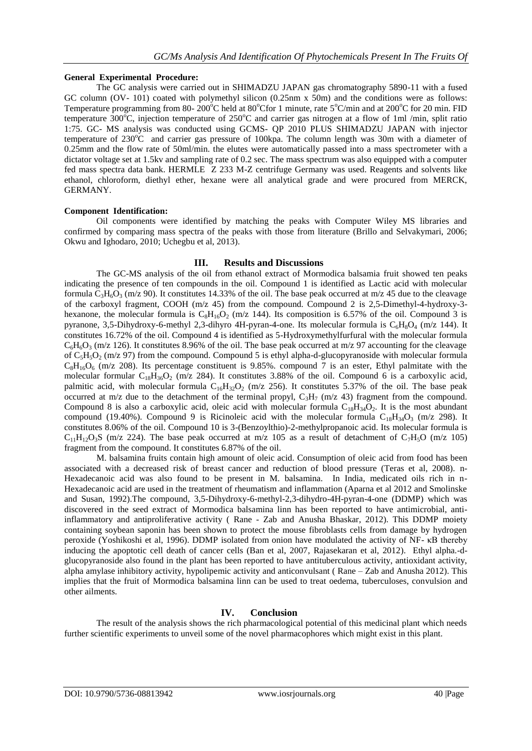**General Experimental Procedure:**

The GC analysis were carried out in SHIMADZU JAPAN gas chromatography 5890-11 with a fused GC column (OV- 101) coated with polymethyl silicon (0.25nm x 50m) and the conditions were as follows: Temperature programming from 80- 200$^{o}$C held at 80$^{o}$Cfor 1 minute, rate 5$^{o}$C/min and at 200$^{o}$C for 20 min. FID temperature 300$^{o}$C, injection temperature of 250$^{o}$C and carrier gas nitrogen at a flow of 1ml /min, split ratio 1:75. GC- MS analysis was conducted using GCMS- QP 2010 PLUS SHIMADZU JAPAN with injector temperature of 230$^{o}$C and carrier gas pressure of 100kpa. The column length was 30m with a diameter of 0.25mm and the flow rate of 50ml/min. the elutes were automatically passed into a mass spectrometer with a dictator voltage set at 1.5kv and sampling rate of 0.2 sec. The mass spectrum was also equipped with a computer fed mass spectra data bank. HERMLE Z 233 M-Z centrifuge Germany was used. Reagents and solvents like ethanol, chloroform, diethyl ether, hexane were all analytical grade and were procured from MERCK, GERMANY.

**Component Identification:**

Oil components were identified by matching the peaks with Computer Wiley MS libraries and confirmed by comparing mass spectra of the peaks with those from literature (Brillo and Selvakymari, 2006; Okwu and Ighodaro, 2010; Uchegbu et al, 2013).

## III. Results and Discussions

The GC-MS analysis of the oil from ethanol extract of Mormodica balsamia fruit showed ten peaks indicating the presence of ten compounds in the oil. Compound 1 is identified as Lactic acid with molecular formula $C_3H_6O_3$ (m/z 90). It constitutes 14.33% of the oil. The base peak occurred at m/z 45 due to the cleavage of the carboxyl fragment, COOH (m/z 45) from the compound. Compound 2 is 2,5-Dimethyl-4-hydroxy-3-hexanone, the molecular formula is $C_8H_{16}O_2$ (m/z 144). Its composition is 6.57% of the oil. Compound 3 is pyranone, 3,5-Dihydroxy-6-methyl 2,3-dihyro 4H-pyran-4-one. Its molecular formula is $C_6H_8O_4$ (m/z 144). It constitutes 16.72% of the oil. Compound 4 is identified as 5-Hydroxymethylfurfural with the molecular formula $C_6H_6O_3$ (m/z 126). It constitutes 8.96% of the oil. The base peak occurred at m/z 97 accounting for the cleavage of $C_5H_5O_2$ (m/z 97) from the compound. Compound 5 is ethyl alpha-d-glucopyranoside with molecular formula $C_8H_{16}O_6$ (m/z 208). Its percentage constituent is 9.85%. compound 7 is an ester, Ethyl palmitate with the molecular formular $C_{18}H_{36}O_2$ (m/z 284). It constitutes 3.88% of the oil. Compound 6 is a carboxylic acid, palmitic acid, with molecular formula $C_{16}H_{32}O_2$ (m/z 256). It constitutes 5.37% of the oil. The base peak occurred at m/z due to the detachment of the terminal propyl, $C_3H_7$ (m/z 43) fragment from the compound. Compound 8 is also a carboxylic acid, oleic acid with molecular formula $C_{18}H_{34}O_2$. It is the most abundant compound (19.40%). Compound 9 is Ricinoleic acid with the molecular formula $C_{18}H_{34}O_3$ (m/z 298). It constitutes 8.06% of the oil. Compound 10 is 3-(Benzoylthio)-2-methylpropanoic acid. Its molecular formula is $C_{11}H_{12}O_3S$ (m/z 224). The base peak occurred at m/z 105 as a result of detachment of $C_7H_5O$ (m/z 105) fragment from the compound. It constitutes 6.87% of the oil.

M. balsamina fruits contain high amount of oleic acid. Consumption of oleic acid from food has been associated with a decreased risk of breast cancer and reduction of blood pressure (Teras et al, 2008). n-Hexadecanoic acid was also found to be present in M. balsamina. In India, medicated oils rich in n-Hexadecanoic acid are used in the treatment of rheumatism and inflammation (Aparna et al 2012 and Smolinske and Susan, 1992).The compound, 3,5-Dihydroxy-6-methyl-2,3-dihydro-4H-pyran-4-one (DDMP) which was discovered in the seed extract of Mormodica balsamina linn has been reported to have antimicrobial, anti-inflammatory and antiproliferative activity ( Rane - Zab and Anusha Bhaskar, 2012). This DDMP moiety containing soybean saponin has been shown to protect the mouse fibroblasts cells from damage by hydrogen peroxide (Yoshikoshi et al, 1996). DDMP isolated from onion have modulated the activity of NF- κB thereby inducing the apoptotic cell death of cancer cells (Ban et al, 2007, Rajasekaran et al, 2012). Ethyl alpha.-d-glucopyranoside also found in the plant has been reported to have antituberculous activity, antioxidant activity, alpha amylase inhibitory activity, hypolipemic activity and anticonvulsant ( Rane – Zab and Anusha 2012). This implies that the fruit of Mormodica balsamina linn can be used to treat oedema, tuberculoses, convulsion and other ailments.

## IV. Conclusion

The result of the analysis shows the rich pharmacological potential of this medicinal plant which needs further scientific experiments to unveil some of the novel pharmacophores which might exist in this plant.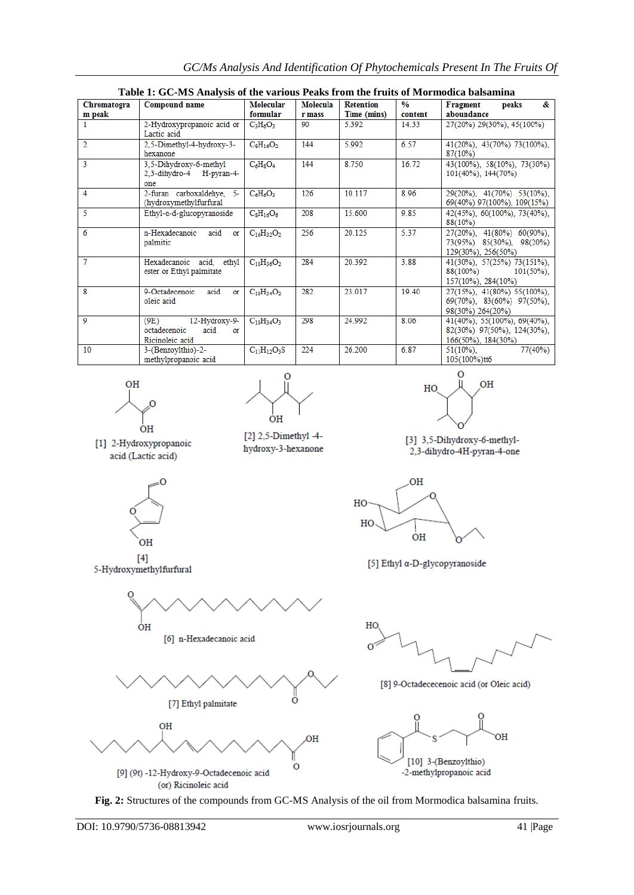**Table 1: GC-MS Analysis of the various Peaks from the fruits of Mormodica balsamina**

| Chromatogram peak | Compound name | Molecular formular | Molecular mass | Retention Time (mins) | % content | Fragment peaks & aboundance |
|---|---|---|---|---|---|---|
| 1 | 2-Hydroxypropanoic acid or Lactic acid | $C_3H_6O_3$ | 90 | 5.392 | 14.33 | 27(20%) 29(30%), 45(100%) |
| 2 | 2,5-Dimethyl-4-hydroxy-3-hexanone | $C_8H_{16}O_2$ | 144 | 5.992 | 6.57 | 41(20%), 43(70%) 73(100%), 87(10%) |
| 3 | 3,5-Dihydroxy-6-methyl 2,3-dihydro-4 H-pyran-4-one | $C_6H_8O_4$ | 144 | 8.750 | 16.72 | 43(100%), 58(10%), 73(30%) 101(40%), 144(70%) |
| 4 | 2-furan carboxaldehye, 5-(hydroxymethylfurfural | $C_6H_6O_3$ | 126 | 10.117 | 8.96 | 29(20%), 41(70%) 53(10%), 69(40%) 97(100%), 109(15%) |
| 5 | Ethyl-α-d-glucopyranoside | $C_8H_{16}O_6$ | 208 | 15.600 | 9.85 | 42(45%), 60(100%), 73(40%), 88(10%) |
| 6 | n-Hexadecanoic acid or palmitic | $C_{16}H_{32}O_2$ | 256 | 20.125 | 5.37 | 27(20%), 41(80%) 60(90%), 73(95%) 85(30%), 98(20%) 129(30%), 256(50%) |
| 7 | Hexadecanoic acid, ethyl ester or Ethyl palmitate | $C_{18}H_{36}O_2$ | 284 | 20.392 | 3.88 | 41(30%), 57(25%) 73(151%), 88(100%) 101(50%), 157(10%), 284(10%) |
| 8 | 9-Octadecenoic acid or oleic acid | $C_{18}H_{34}O_2$ | 282 | 23.017 | 19.40 | 27(15%), 41(80%) 55(100%), 69(70%), 83(60%) 97(50%), 98(30%) 264(20%) |
| 9 | (9E) 12-Hydroxy-9-octadecenoic acid or Ricinoleic acid | $C_{18}H_{34}O_3$ | 298 | 24.992 | 8.06 | 41(40%), 55(100%), 69(40%), 82(30%) 97(50%), 124(30%), 166(50%), 184(30%) |
| 10 | 3-(Benzoylthio)-2-methylpropanoic acid | $C_{11}H_{12}O_3S$ | 224 | 26.200 | 6.87 | 51(10%), 77(40%) 105(100%)tt6 |

[1] 2-Hydroxypropanoic acid (Lactic acid)

[2] 2,5-Dimethyl -4-hydroxy-3-hexanone

[3] 3,5-Dihydroxy-6-methyl-2,3-dihydro-4H-pyran-4-one

[4] 5-Hydroxymethylfurfural

[5] Ethyl α-D-glycopyranoside

[6] n-Hexadecanoic acid

[7] Ethyl palmitate

[8] 9-Octadececenoic acid (or Oleic acid)

[9] (9t) -12-Hydroxy-9-Octadecenoic acid (or) Ricinoleic acid

[10] 3-(Benzoylthio) -2-methylpropanoic acid

**Fig. 2:** Structures of the compounds from GC-MS Analysis of the oil from Mormodica balsamina fruits.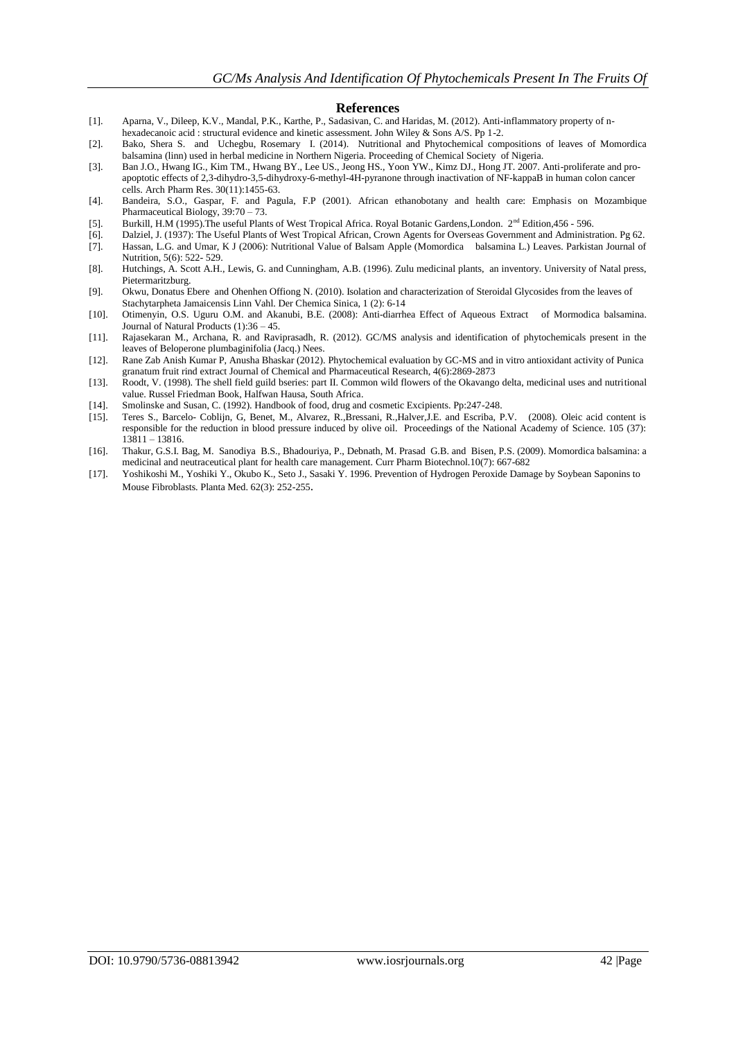## References

[1]. Aparna, V., Dileep, K.V., Mandal, P.K., Karthe, P., Sadasivan, C. and Haridas, M. (2012). Anti-inflammatory property of n-hexadecanoic acid : structural evidence and kinetic assessment. John Wiley & Sons A/S. Pp 1-2.

[2]. Bako, Shera S. and Uchegbu, Rosemary I. (2014). Nutritional and Phytochemical compositions of leaves of Momordica balsamina (linn) used in herbal medicine in Northern Nigeria. Proceeding of Chemical Society of Nigeria.

[3]. Ban J.O., Hwang IG., Kim TM., Hwang BY., Lee US., Jeong HS., Yoon YW., Kimz DJ., Hong JT. 2007. Anti-proliferate and pro-apoptotic effects of 2,3-dihydro-3,5-dihydroxy-6-methyl-4H-pyranone through inactivation of NF-kappaB in human colon cancer cells. Arch Pharm Res. 30(11):1455-63.

[4]. Bandeira, S.O., Gaspar, F. and Pagula, F.P (2001). African ethanobotany and health care: Emphasis on Mozambique Pharmaceutical Biology, 39:70 – 73.

[5]. Burkill, H.M (1995).The useful Plants of West Tropical Africa. Royal Botanic Gardens,London. 2nd Edition,456 - 596.

[6]. Dalziel, J. (1937): The Useful Plants of West Tropical African, Crown Agents for Overseas Government and Administration. Pg 62.

[7]. Hassan, L.G. and Umar, K J (2006): Nutritional Value of Balsam Apple (Momordica balsamina L.) Leaves. Parkistan Journal of Nutrition, 5(6): 522- 529.

[8]. Hutchings, A. Scott A.H., Lewis, G. and Cunningham, A.B. (1996). Zulu medicinal plants, an inventory. University of Natal press, Pietermaritzburg.

[9]. Okwu, Donatus Ebere and Ohenhen Offiong N. (2010). Isolation and characterization of Steroidal Glycosides from the leaves of Stachytarpheta Jamaicensis Linn Vahl. Der Chemica Sinica, 1 (2): 6-14

[10]. Otimenyin, O.S. Uguru O.M. and Akanubi, B.E. (2008): Anti-diarrhea Effect of Aqueous Extract of Mormodica balsamina. Journal of Natural Products (1):36 – 45.

[11]. Rajasekaran M., Archana, R. and Raviprasadh, R. (2012). GC/MS analysis and identification of phytochemicals present in the leaves of Beloperone plumbaginifolia (Jacq.) Nees.

[12]. Rane Zab Anish Kumar P, Anusha Bhaskar (2012). Phytochemical evaluation by GC-MS and in vitro antioxidant activity of Punica granatum fruit rind extract Journal of Chemical and Pharmaceutical Research, 4(6):2869-2873

[13]. Roodt, V. (1998). The shell field guild bseries: part II. Common wild flowers of the Okavango delta, medicinal uses and nutritional value. Russel Friedman Book, Halfwan Hausa, South Africa.

[14]. Smolinske and Susan, C. (1992). Handbook of food, drug and cosmetic Excipients. Pp:247-248.

[15]. Teres S., Barcelo- Coblijn, G, Benet, M., Alvarez, R.,Bressani, R.,Halver,J.E. and Escriba, P.V. (2008). Oleic acid content is responsible for the reduction in blood pressure induced by olive oil. Proceedings of the National Academy of Science. 105 (37): 13811 – 13816.

[16]. Thakur, G.S.I. Bag, M. Sanodiya B.S., Bhadouriya, P., Debnath, M. Prasad G.B. and Bisen, P.S. (2009). Momordica balsamina: a medicinal and neutraceutical plant for health care management. Curr Pharm Biotechnol.10(7): 667-682

[17]. Yoshikoshi M., Yoshiki Y., Okubo K., Seto J., Sasaki Y. 1996. Prevention of Hydrogen Peroxide Damage by Soybean Saponins to Mouse Fibroblasts. Planta Med. 62(3): 252-255.